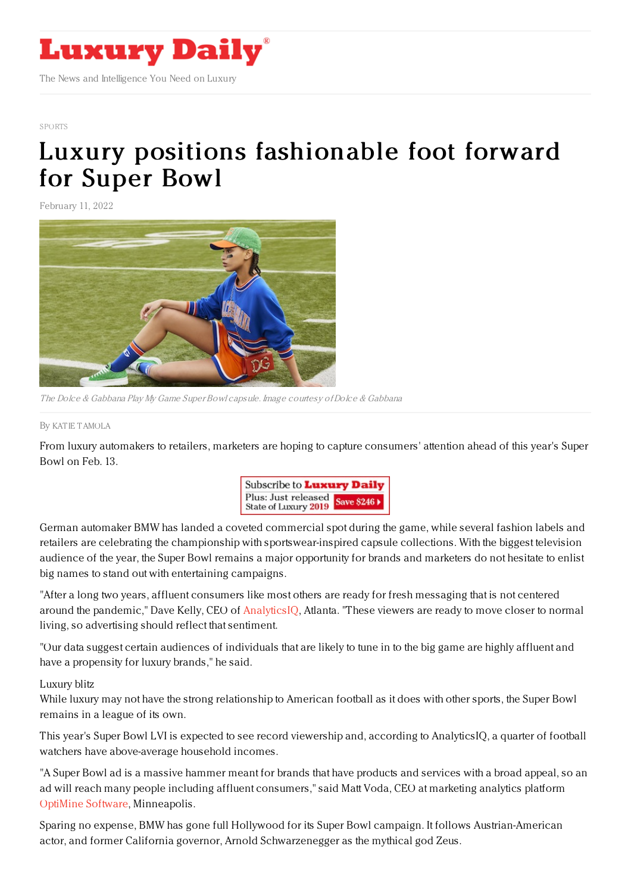# Luxury Daily

The News and Intelligence You Need on Luxury

SPORTS

# Luxury positions fashionable foot forward for Super Bowl

February 11, 2022

*The Dolce & Gabbana Play My Game Super Bowl capsule. Image courtesy of Dolce & Gabbana*

By KATIE TAMOLA

From luxury automakers to retailers, marketers are hoping to capture consumers' attention ahead of this year's Super Bowl on Feb. 13.

German automaker BMW has landed a coveted commercial spot during the game, while several fashion labels and retailers are celebrating the championship with sportswear-inspired capsule collections. With the biggest television audience of the year, the Super Bowl remains a major opportunity for brands and marketers do not hesitate to enlist big names to stand out with entertaining campaigns.

"After a long two years, affluent consumers like most others are ready for fresh messaging that is not centered around the pandemic," Dave Kelly, CEO of AnalyticsIQ, Atlanta. "These viewers are ready to move closer to normal living, so advertising should reflect that sentiment.

"Our data suggest certain audiences of individuals that are likely to tune in to the big game are highly affluent and have a propensity for luxury brands," he said.

Luxury blitz

While luxury may not have the strong relationship to American football as it does with other sports, the Super Bowl remains in a league of its own.

This year's Super Bowl LVI is expected to see record viewership and, according to AnalyticsIQ, a quarter of football watchers have above-average household incomes.

"A Super Bowl ad is a massive hammer meant for brands that have products and services with a broad appeal, so an ad will reach many people including affluent consumers," said Matt Voda, CEO at marketing analytics platform OptiMine Software, Minneapolis.

Sparing no expense, BMW has gone full Hollywood for its Super Bowl campaign. It follows Austrian-American actor, and former California governor, Arnold Schwarzenegger as the mythical god Zeus.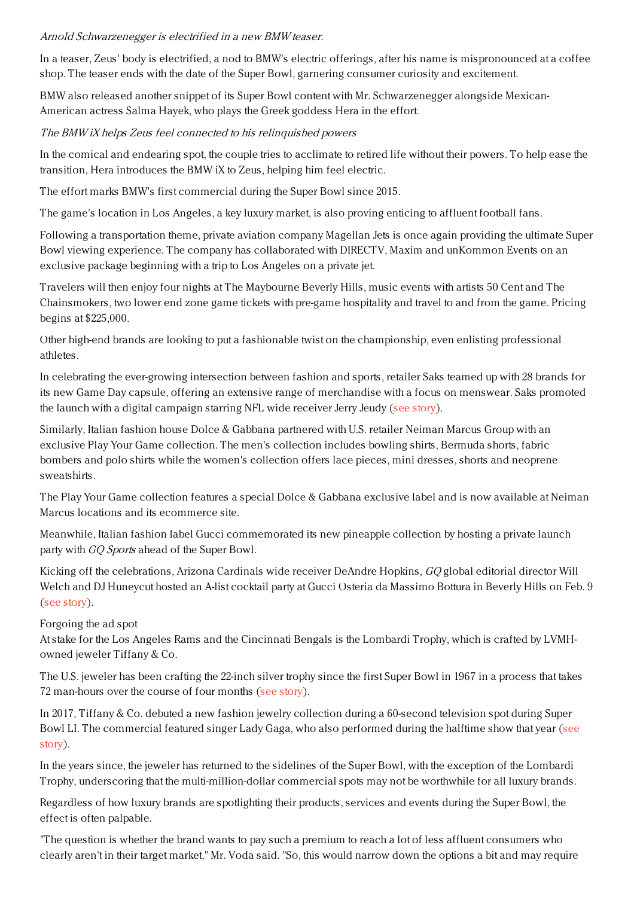*Arnold Schwarzenegger is electrified in a new BMW teaser.*

In a teaser, Zeus' body is electrified, a nod to BMW's electric offerings, after his name is mispronounced at a coffee shop. The teaser ends with the date of the Super Bowl, garnering consumer curiosity and excitement.

BMW also released another snippet of its Super Bowl content with Mr. Schwarzenegger alongside Mexican-American actress Salma Hayek, who plays the Greek goddess Hera in the effort.

*The BMW iX helps Zeus feel connected to his relinquished powers*

In the comical and endearing spot, the couple tries to acclimate to retired life without their powers. To help ease the transition, Hera introduces the BMW iX to Zeus, helping him feel electric.

The effort marks BMW's first commercial during the Super Bowl since 2015.

The game's location in Los Angeles, a key luxury market, is also proving enticing to affluent football fans.

Following a transportation theme, private aviation company Magellan Jets is once again providing the ultimate Super Bowl viewing experience. The company has collaborated with DIRECTV, Maxim and unKommon Events on an exclusive package beginning with a trip to Los Angeles on a private jet.

Travelers will then enjoy four nights at The Maybourne Beverly Hills, music events with artists 50 Cent and The Chainsmokers, two lower end zone game tickets with pre-game hospitality and travel to and from the game. Pricing begins at $225,000.

Other high-end brands are looking to put a fashionable twist on the championship, even enlisting professional athletes.

In celebrating the ever-growing intersection between fashion and sports, retailer Saks teamed up with 28 brands for its new Game Day capsule, offering an extensive range of merchandise with a focus on menswear. Saks promoted the launch with a digital campaign starring NFL wide receiver Jerry Jeudy (see story).

Similarly, Italian fashion house Dolce & Gabbana partnered with U.S. retailer Neiman Marcus Group with an exclusive Play Your Game collection. The men's collection includes bowling shirts, Bermuda shorts, fabric bombers and polo shirts while the women's collection offers lace pieces, mini dresses, shorts and neoprene sweatshirts.

The Play Your Game collection features a special Dolce & Gabbana exclusive label and is now available at Neiman Marcus locations and its ecommerce site.

Meanwhile, Italian fashion label Gucci commemorated its new pineapple collection by hosting a private launch party with *GQ Sports* ahead of the Super Bowl.

Kicking off the celebrations, Arizona Cardinals wide receiver DeAndre Hopkins, *GQ* global editorial director Will Welch and DJ Huneycut hosted an A-list cocktail party at Gucci Osteria da Massimo Bottura in Beverly Hills on Feb. 9 (see story).

## Forgoing the ad spot

At stake for the Los Angeles Rams and the Cincinnati Bengals is the Lombardi Trophy, which is crafted by LVMH-owned jeweler Tiffany & Co.

The U.S. jeweler has been crafting the 22-inch silver trophy since the first Super Bowl in 1967 in a process that takes 72 man-hours over the course of four months (see story).

In 2017, Tiffany & Co. debuted a new fashion jewelry collection during a 60-second television spot during Super Bowl LI. The commercial featured singer Lady Gaga, who also performed during the halftime show that year (see story).

In the years since, the jeweler has returned to the sidelines of the Super Bowl, with the exception of the Lombardi Trophy, underscoring that the multi-million-dollar commercial spots may not be worthwhile for all luxury brands.

Regardless of how luxury brands are spotlighting their products, services and events during the Super Bowl, the effect is often palpable.

"The question is whether the brand wants to pay such a premium to reach a lot of less affluent consumers who clearly aren't in their target market," Mr. Voda said. "So, this would narrow down the options a bit and may require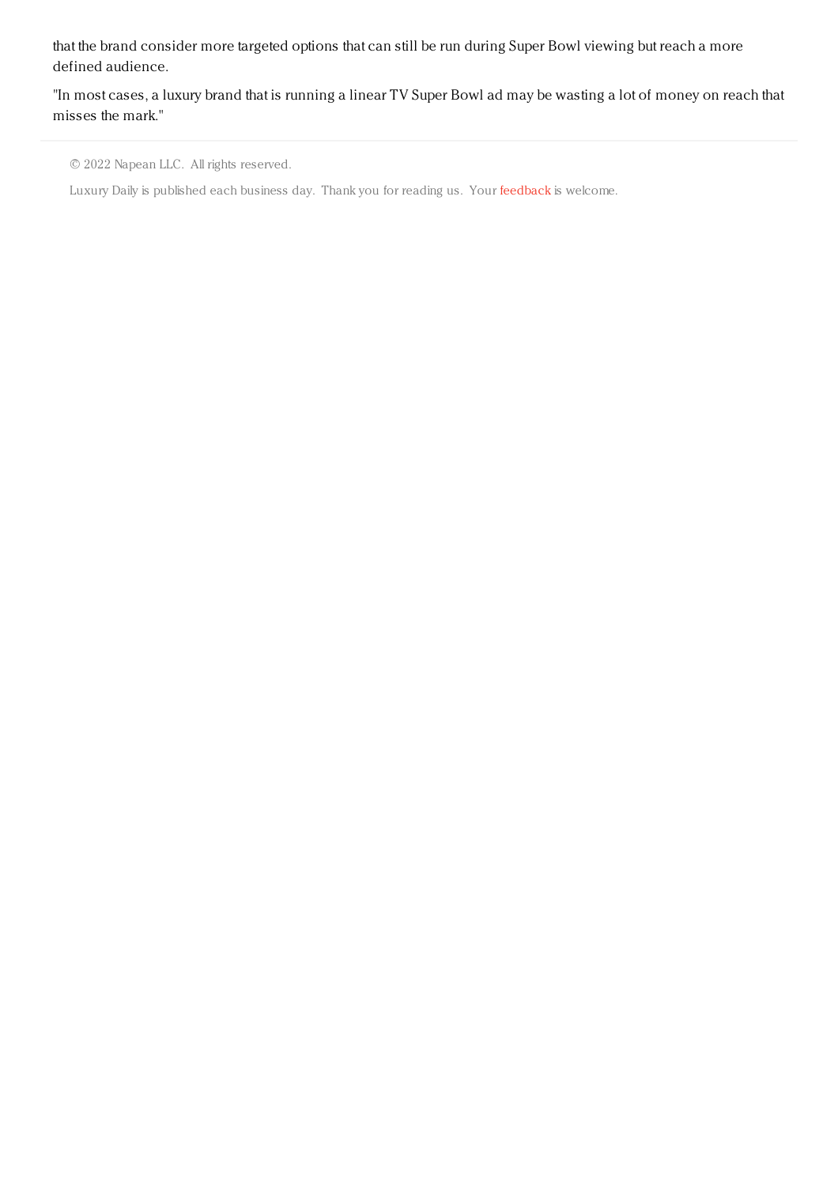that the brand consider more targeted options that can still be run during Super Bowl viewing but reach a more defined audience.

"In most cases, a luxury brand that is running a linear TV Super Bowl ad may be wasting a lot of money on reach that misses the mark."

---

© 2022 Napean LLC. All rights reserved.

Luxury Daily is published each business day. Thank you for reading us. Your feedback is welcome.